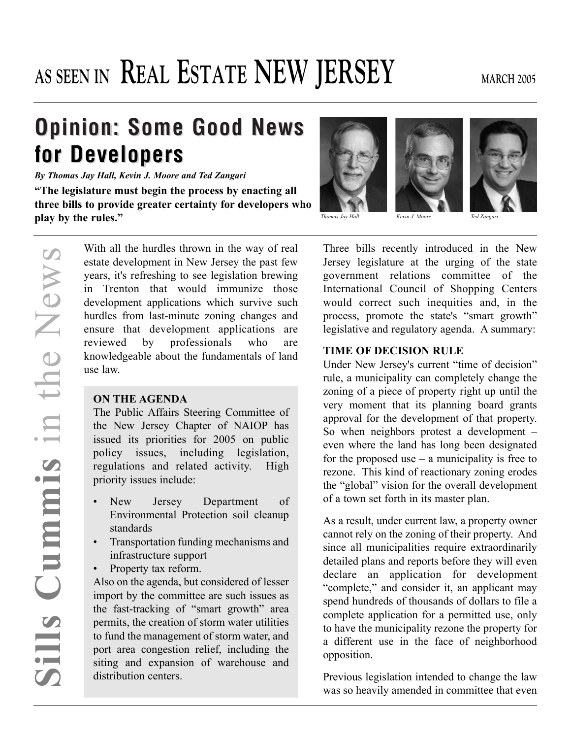# AS SEEN IN REAL ESTATE NEW JERSEY

MARCH 2005

## Opinion: Some Good News for Developers

*By Thomas Jay Hall, Kevin J. Moore and Ted Zangari*

**"The legislature must begin the process by enacting all three bills to provide greater certainty for developers who play by the rules."**

*Thomas Jay Hall* *Kevin J. Moore* *Ted Zangari*

Sills Cummis in the News

With all the hurdles thrown in the way of real estate development in New Jersey the past few years, it's refreshing to see legislation brewing in Trenton that would immunize those development applications which survive such hurdles from last-minute zoning changes and ensure that development applications are reviewed by professionals who are knowledgeable about the fundamentals of land use law.

**ON THE AGENDA**

The Public Affairs Steering Committee of the New Jersey Chapter of NAIOP has issued its priorities for 2005 on public policy issues, including legislation, regulations and related activity. High priority issues include:

- New Jersey Department of Environmental Protection soil cleanup standards
- Transportation funding mechanisms and infrastructure support
- Property tax reform.

Also on the agenda, but considered of lesser import by the committee are such issues as the fast-tracking of "smart growth" area permits, the creation of storm water utilities to fund the management of storm water, and port area congestion relief, including the siting and expansion of warehouse and distribution centers.

Three bills recently introduced in the New Jersey legislature at the urging of the state government relations committee of the International Council of Shopping Centers would correct such inequities and, in the process, promote the state's "smart growth" legislative and regulatory agenda. A summary:

**TIME OF DECISION RULE**

Under New Jersey's current "time of decision" rule, a municipality can completely change the zoning of a piece of property right up until the very moment that its planning board grants approval for the development of that property. So when neighbors protest a development – even where the land has long been designated for the proposed use – a municipality is free to rezone. This kind of reactionary zoning erodes the "global" vision for the overall development of a town set forth in its master plan.

As a result, under current law, a property owner cannot rely on the zoning of their property. And since all municipalities require extraordinarily detailed plans and reports before they will even declare an application for development "complete," and consider it, an applicant may spend hundreds of thousands of dollars to file a complete application for a permitted use, only to have the municipality rezone the property for a different use in the face of neighborhood opposition.

Previous legislation intended to change the law was so heavily amended in committee that even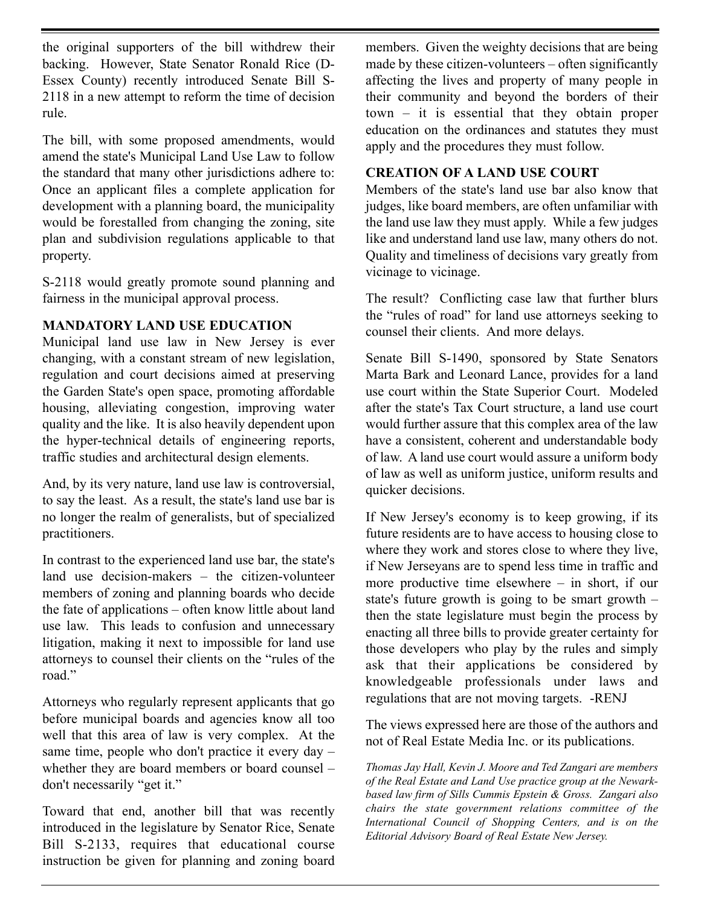the original supporters of the bill withdrew their backing. However, State Senator Ronald Rice (D-Essex County) recently introduced Senate Bill S-2118 in a new attempt to reform the time of decision rule.

The bill, with some proposed amendments, would amend the state's Municipal Land Use Law to follow the standard that many other jurisdictions adhere to: Once an applicant files a complete application for development with a planning board, the municipality would be forestalled from changing the zoning, site plan and subdivision regulations applicable to that property.

S-2118 would greatly promote sound planning and fairness in the municipal approval process.

**MANDATORY LAND USE EDUCATION**

Municipal land use law in New Jersey is ever changing, with a constant stream of new legislation, regulation and court decisions aimed at preserving the Garden State's open space, promoting affordable housing, alleviating congestion, improving water quality and the like. It is also heavily dependent upon the hyper-technical details of engineering reports, traffic studies and architectural design elements.

And, by its very nature, land use law is controversial, to say the least. As a result, the state's land use bar is no longer the realm of generalists, but of specialized practitioners.

In contrast to the experienced land use bar, the state's land use decision-makers – the citizen-volunteer members of zoning and planning boards who decide the fate of applications – often know little about land use law. This leads to confusion and unnecessary litigation, making it next to impossible for land use attorneys to counsel their clients on the "rules of the road."

Attorneys who regularly represent applicants that go before municipal boards and agencies know all too well that this area of law is very complex. At the same time, people who don't practice it every day – whether they are board members or board counsel – don't necessarily "get it."

Toward that end, another bill that was recently introduced in the legislature by Senator Rice, Senate Bill S-2133, requires that educational course instruction be given for planning and zoning board members. Given the weighty decisions that are being made by these citizen-volunteers – often significantly affecting the lives and property of many people in their community and beyond the borders of their town – it is essential that they obtain proper education on the ordinances and statutes they must apply and the procedures they must follow.

**CREATION OF A LAND USE COURT**

Members of the state's land use bar also know that judges, like board members, are often unfamiliar with the land use law they must apply. While a few judges like and understand land use law, many others do not. Quality and timeliness of decisions vary greatly from vicinage to vicinage.

The result? Conflicting case law that further blurs the "rules of road" for land use attorneys seeking to counsel their clients. And more delays.

Senate Bill S-1490, sponsored by State Senators Marta Bark and Leonard Lance, provides for a land use court within the State Superior Court. Modeled after the state's Tax Court structure, a land use court would further assure that this complex area of the law have a consistent, coherent and understandable body of law. A land use court would assure a uniform body of law as well as uniform justice, uniform results and quicker decisions.

If New Jersey's economy is to keep growing, if its future residents are to have access to housing close to where they work and stores close to where they live, if New Jerseyans are to spend less time in traffic and more productive time elsewhere – in short, if our state's future growth is going to be smart growth – then the state legislature must begin the process by enacting all three bills to provide greater certainty for those developers who play by the rules and simply ask that their applications be considered by knowledgeable professionals under laws and regulations that are not moving targets. -RENJ

The views expressed here are those of the authors and not of Real Estate Media Inc. or its publications.

*Thomas Jay Hall, Kevin J. Moore and Ted Zangari are members of the Real Estate and Land Use practice group at the Newark-based law firm of Sills Cummis Epstein & Gross. Zangari also chairs the state government relations committee of the International Council of Shopping Centers, and is on the Editorial Advisory Board of Real Estate New Jersey.*